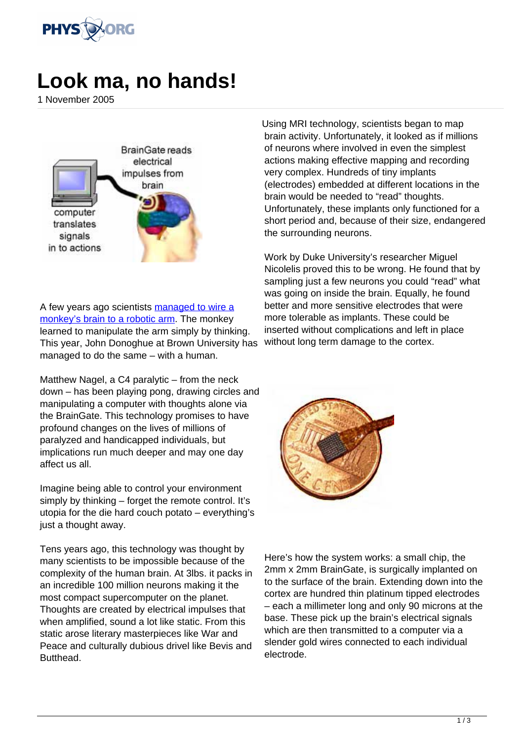# Look ma, no hands!

1 November 2005

A few years ago scientists managed to wire a monkey's brain to a robotic arm. The monkey learned to manipulate the arm simply by thinking. This year, John Donoghue at Brown University has managed to do the same – with a human.

Matthew Nagel, a C4 paralytic – from the neck down – has been playing pong, drawing circles and manipulating a computer with thoughts alone via the BrainGate. This technology promises to have profound changes on the lives of millions of paralyzed and handicapped individuals, but implications run much deeper and may one day affect us all.

Imagine being able to control your environment simply by thinking – forget the remote control. It's utopia for the die hard couch potato – everything's just a thought away.

Tens years ago, this technology was thought by many scientists to be impossible because of the complexity of the human brain. At 3lbs. it packs in an incredible 100 million neurons making it the most compact supercomputer on the planet. Thoughts are created by electrical impulses that when amplified, sound a lot like static. From this static arose literary masterpieces like War and Peace and culturally dubious drivel like Bevis and Butthead.

Using MRI technology, scientists began to map brain activity. Unfortunately, it looked as if millions of neurons where involved in even the simplest actions making effective mapping and recording very complex. Hundreds of tiny implants (electrodes) embedded at different locations in the brain would be needed to "read" thoughts. Unfortunately, these implants only functioned for a short period and, because of their size, endangered the surrounding neurons.

Work by Duke University's researcher Miguel Nicolelis proved this to be wrong. He found that by sampling just a few neurons you could "read" what was going on inside the brain. Equally, he found better and more sensitive electrodes that were more tolerable as implants. These could be inserted without complications and left in place without long term damage to the cortex.

Here's how the system works: a small chip, the 2mm x 2mm BrainGate, is surgically implanted on to the surface of the brain. Extending down into the cortex are hundred thin platinum tipped electrodes – each a millimeter long and only 90 microns at the base. These pick up the brain's electrical signals which are then transmitted to a computer via a slender gold wires connected to each individual electrode.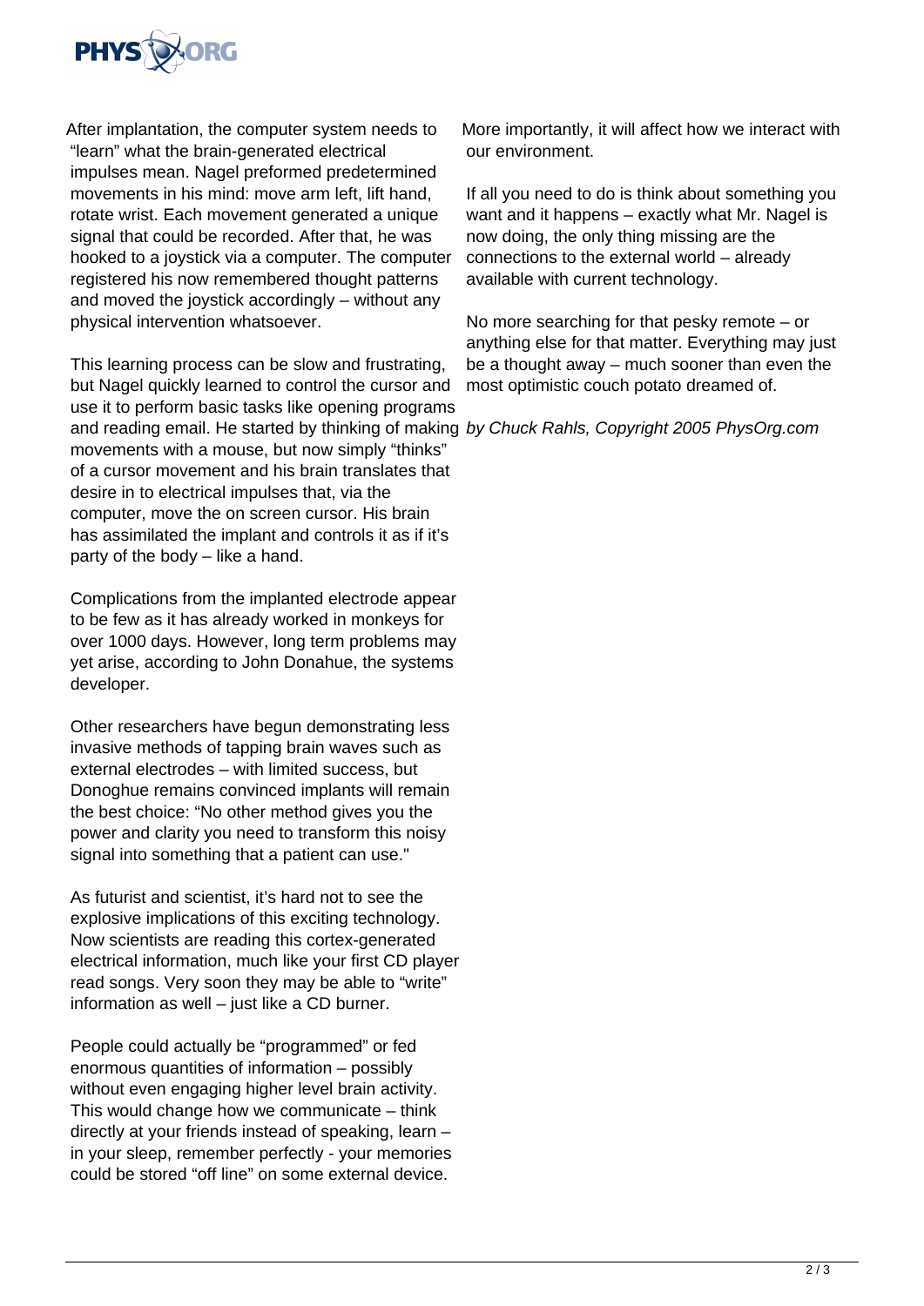After implantation, the computer system needs to "learn" what the brain-generated electrical impulses mean. Nagel preformed predetermined movements in his mind: move arm left, lift hand, rotate wrist. Each movement generated a unique signal that could be recorded. After that, he was hooked to a joystick via a computer. The computer registered his now remembered thought patterns and moved the joystick accordingly – without any physical intervention whatsoever.

This learning process can be slow and frustrating, but Nagel quickly learned to control the cursor and use it to perform basic tasks like opening programs and reading email. He started by thinking of making movements with a mouse, but now simply "thinks" of a cursor movement and his brain translates that desire in to electrical impulses that, via the computer, move the on screen cursor. His brain has assimilated the implant and controls it as if it's party of the body – like a hand.

Complications from the implanted electrode appear to be few as it has already worked in monkeys for over 1000 days. However, long term problems may yet arise, according to John Donahue, the systems developer.

Other researchers have begun demonstrating less invasive methods of tapping brain waves such as external electrodes – with limited success, but Donoghue remains convinced implants will remain the best choice: "No other method gives you the power and clarity you need to transform this noisy signal into something that a patient can use."

As futurist and scientist, it's hard not to see the explosive implications of this exciting technology. Now scientists are reading this cortex-generated electrical information, much like your first CD player read songs. Very soon they may be able to "write" information as well – just like a CD burner.

People could actually be "programmed" or fed enormous quantities of information – possibly without even engaging higher level brain activity. This would change how we communicate – think directly at your friends instead of speaking, learn – in your sleep, remember perfectly - your memories could be stored "off line" on some external device.

More importantly, it will affect how we interact with our environment.

If all you need to do is think about something you want and it happens – exactly what Mr. Nagel is now doing, the only thing missing are the connections to the external world – already available with current technology.

No more searching for that pesky remote – or anything else for that matter. Everything may just be a thought away – much sooner than even the most optimistic couch potato dreamed of.

*by Chuck Rahls, Copyright 2005 PhysOrg.com*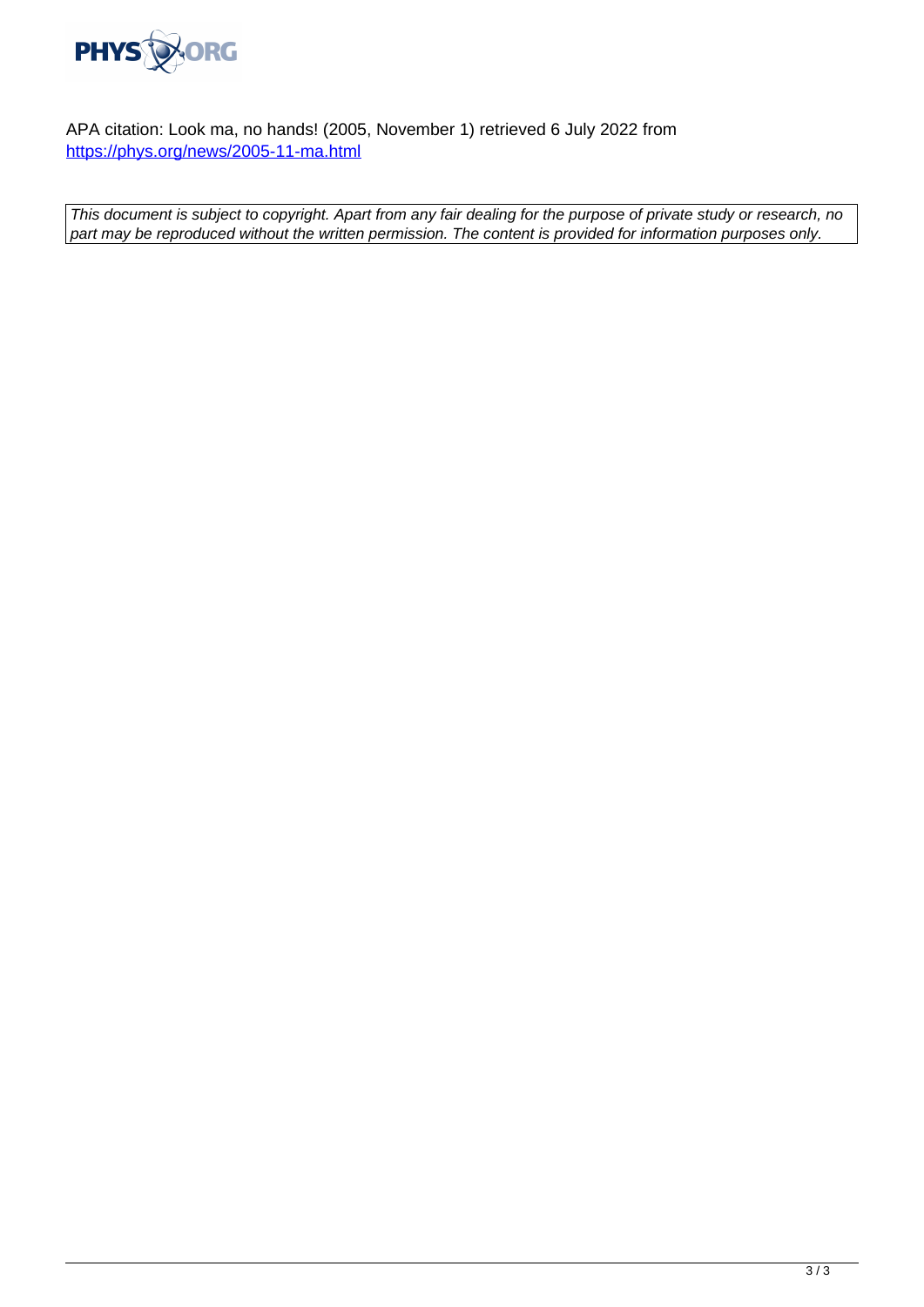APA citation: Look ma, no hands! (2005, November 1) retrieved 6 July 2022 from https://phys.org/news/2005-11-ma.html

*This document is subject to copyright. Apart from any fair dealing for the purpose of private study or research, no part may be reproduced without the written permission. The content is provided for information purposes only.*